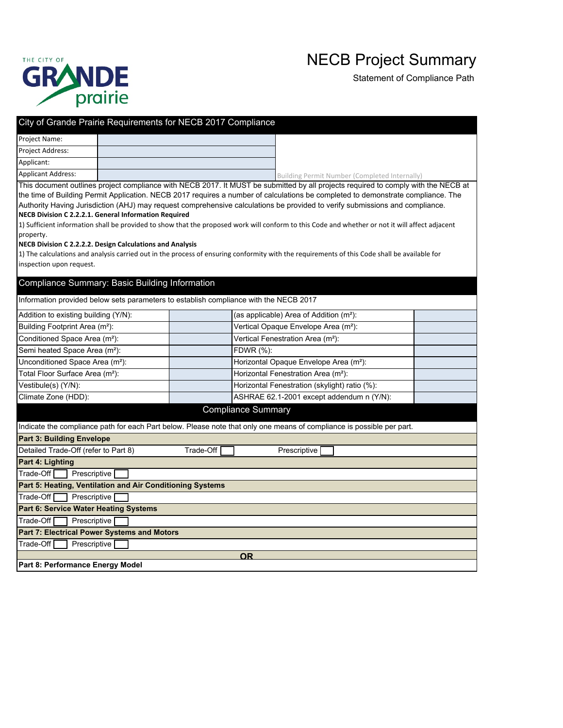# NECB Project Summary

Statement of Compliance Path

## City of Grande Prairie Requirements for NECB 2017 Compliance

| | |
|---|---|
| Project Name: | |
| Project Address: | |
| Applicant: | |
| Applicant Address: | |

Building Permit Number (Completed Internally)

This document outlines project compliance with NECB 2017. It MUST be submitted by all projects required to comply with the NECB at the time of Building Permit Application. NECB 2017 requires a number of calculations be completed to demonstrate compliance. The Authority Having Jurisdiction (AHJ) may request comprehensive calculations be provided to verify submissions and compliance.

**NECB Division C 2.2.2.1. General Information Required**

1) Sufficient information shall be provided to show that the proposed work will conform to this Code and whether or not it will affect adjacent property.

**NECB Division C 2.2.2.2. Design Calculations and Analysis**

1) The calculations and analysis carried out in the process of ensuring conformity with the requirements of this Code shall be available for inspection upon request.

## Compliance Summary: Basic Building Information

Information provided below sets parameters to establish compliance with the NECB 2017

| | | | |
|---|---|---|---|
| Addition to existing building (Y/N): | | (as applicable) Area of Addition (m²): | |
| Building Footprint Area (m²): | | Vertical Opaque Envelope Area (m²): | |
| Conditioned Space Area (m²): | | Vertical Fenestration Area (m²): | |
| Semi heated Space Area (m²): | | FDWR (%): | |
| Unconditioned Space Area (m²): | | Horizontal Opaque Envelope Area (m²): | |
| Total Floor Surface Area (m²): | | Horizontal Fenestration Area (m²): | |
| Vestibule(s) (Y/N): | | Horizontal Fenestration (skylight) ratio (%): | |
| Climate Zone (HDD): | | ASHRAE 62.1-2001 except addendum n (Y/N): | |

## Compliance Summary

Indicate the compliance path for each Part below. Please note that only one means of compliance is possible per part.

**Part 3: Building Envelope**

Detailed Trade-Off (refer to Part 8) Trade-Off ☐ Prescriptive ☐

**Part 4: Lighting**

Trade-Off ☐ Prescriptive ☐

**Part 5: Heating, Ventilation and Air Conditioning Systems**

Trade-Off ☐ Prescriptive ☐

**Part 6: Service Water Heating Systems**

Trade-Off ☐ Prescriptive ☐

**Part 7: Electrical Power Systems and Motors**

Trade-Off ☐ Prescriptive ☐

**OR**

**Part 8: Performance Energy Model**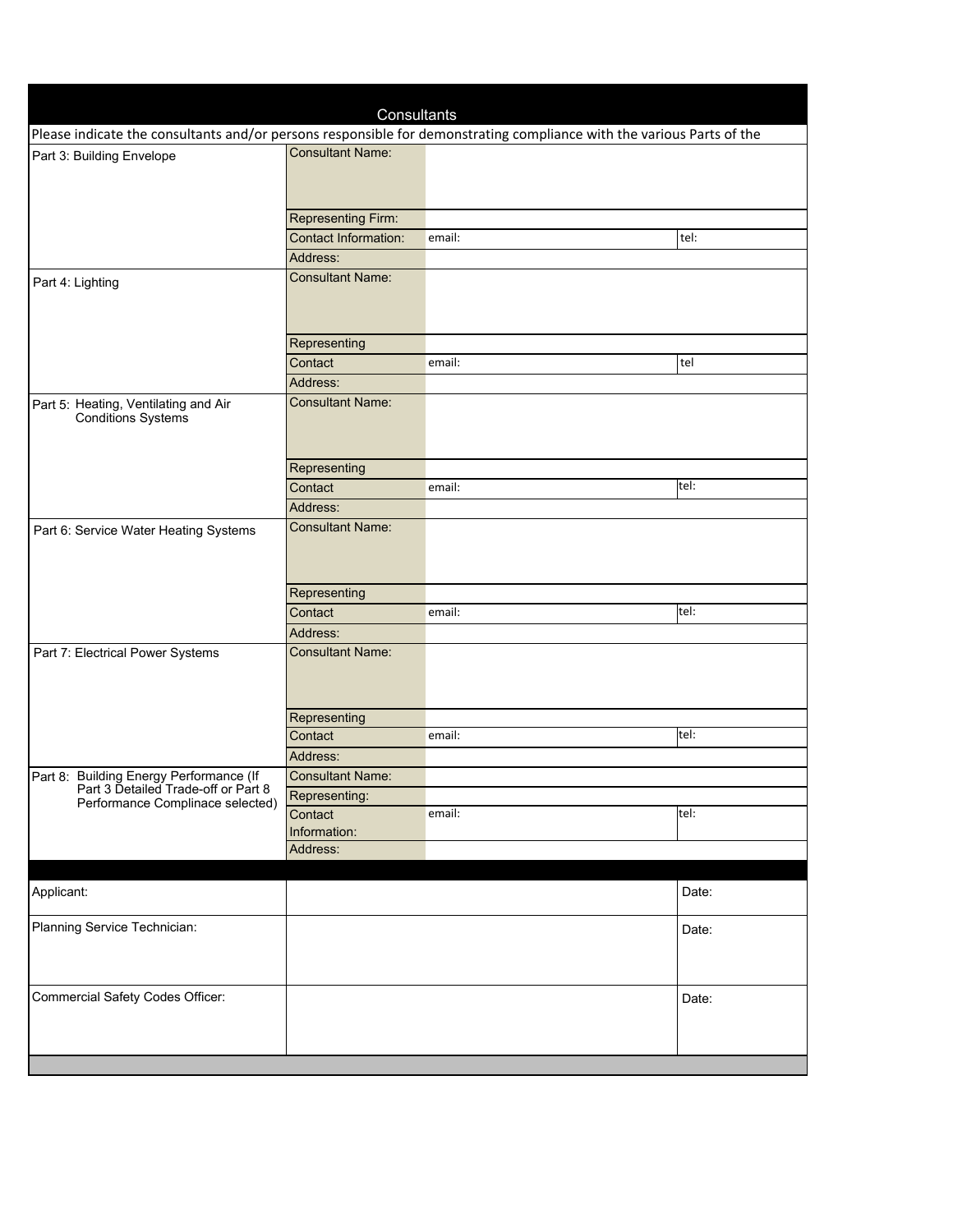## Consultants

Please indicate the consultants and/or persons responsible for demonstrating compliance with the various Parts of the

| | | | |
|---|---|---|---|
| Part 3: Building Envelope | Consultant Name: | | |
| | Representing Firm: | | |
| | Contact Information: | email: | tel: |
| | Address: | | |
| Part 4: Lighting | Consultant Name: | | |
| | Representing | | |
| | Contact | email: | tel |
| | Address: | | |
| Part 5: Heating, Ventilating and Air Conditions Systems | Consultant Name: | | |
| | Representing | | |
| | Contact | email: | tel: |
| | Address: | | |
| Part 6: Service Water Heating Systems | Consultant Name: | | |
| | Representing | | |
| | Contact | email: | tel: |
| | Address: | | |
| Part 7: Electrical Power Systems | Consultant Name: | | |
| | Representing | | |
| | Contact | email: | tel: |
| | Address: | | |
| Part 8: Building Energy Performance (If Part 3 Detailed Trade-off or Part 8 Performance Complinace selected) | Consultant Name: | | |
| | Representing: | | |
| | Contact Information: | email: | tel: |
| | Address: | | |

| | | |
|---|---|---|
| Applicant: | | Date: |
| Planning Service Technician: | | Date: |
| Commercial Safety Codes Officer: | | Date: |